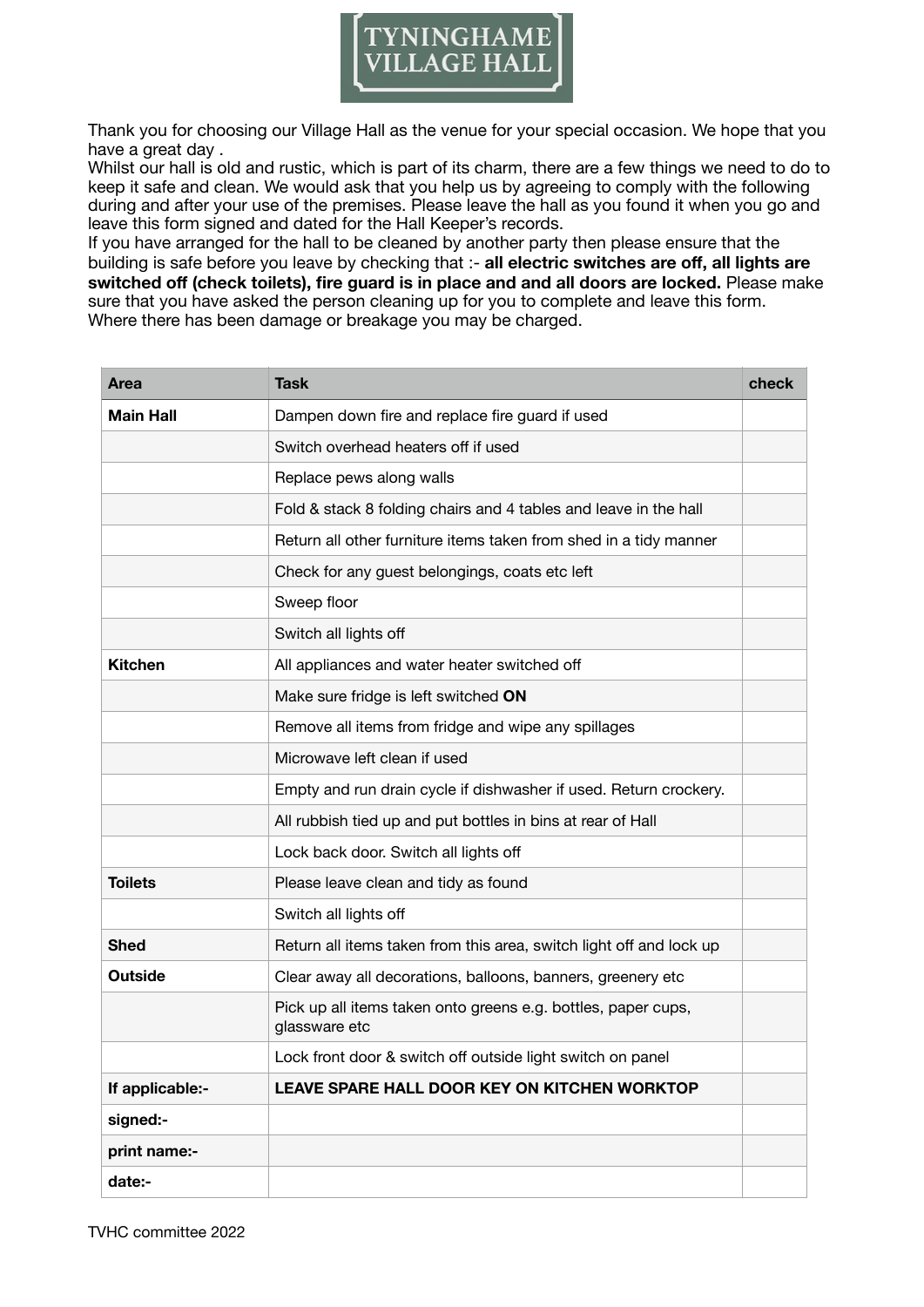# TYNINGHAME VILLAGE HALL

Thank you for choosing our Village Hall as the venue for your special occasion. We hope that you have a great day .
Whilst our hall is old and rustic, which is part of its charm, there are a few things we need to do to keep it safe and clean. We would ask that you help us by agreeing to comply with the following during and after your use of the premises. Please leave the hall as you found it when you go and leave this form signed and dated for the Hall Keeper's records.
If you have arranged for the hall to be cleaned by another party then please ensure that the building is safe before you leave by checking that :- **all electric switches are off, all lights are switched off (check toilets), fire guard is in place and and all doors are locked.** Please make sure that you have asked the person cleaning up for you to complete and leave this form.
Where there has been damage or breakage you may be charged.

| Area | Task | check |
|---|---|---|
| **Main Hall** | Dampen down fire and replace fire guard if used | |
| | Switch overhead heaters off if used | |
| | Replace pews along walls | |
| | Fold & stack 8 folding chairs and 4 tables and leave in the hall | |
| | Return all other furniture items taken from shed in a tidy manner | |
| | Check for any guest belongings, coats etc left | |
| | Sweep floor | |
| | Switch all lights off | |
| **Kitchen** | All appliances and water heater switched off | |
| | Make sure fridge is left switched **ON** | |
| | Remove all items from fridge and wipe any spillages | |
| | Microwave left clean if used | |
| | Empty and run drain cycle if dishwasher if used. Return crockery. | |
| | All rubbish tied up and put bottles in bins at rear of Hall | |
| | Lock back door. Switch all lights off | |
| **Toilets** | Please leave clean and tidy as found | |
| | Switch all lights off | |
| **Shed** | Return all items taken from this area, switch light off and lock up | |
| **Outside** | Clear away all decorations, balloons, banners, greenery etc | |
| | Pick up all items taken onto greens e.g. bottles, paper cups, glassware etc | |
| | Lock front door & switch off outside light switch on panel | |
| **If applicable:-** | **LEAVE SPARE HALL DOOR KEY ON KITCHEN WORKTOP** | |
| **signed:-** | | |
| **print name:-** | | |
| **date:-** | | |

TVHC committee 2022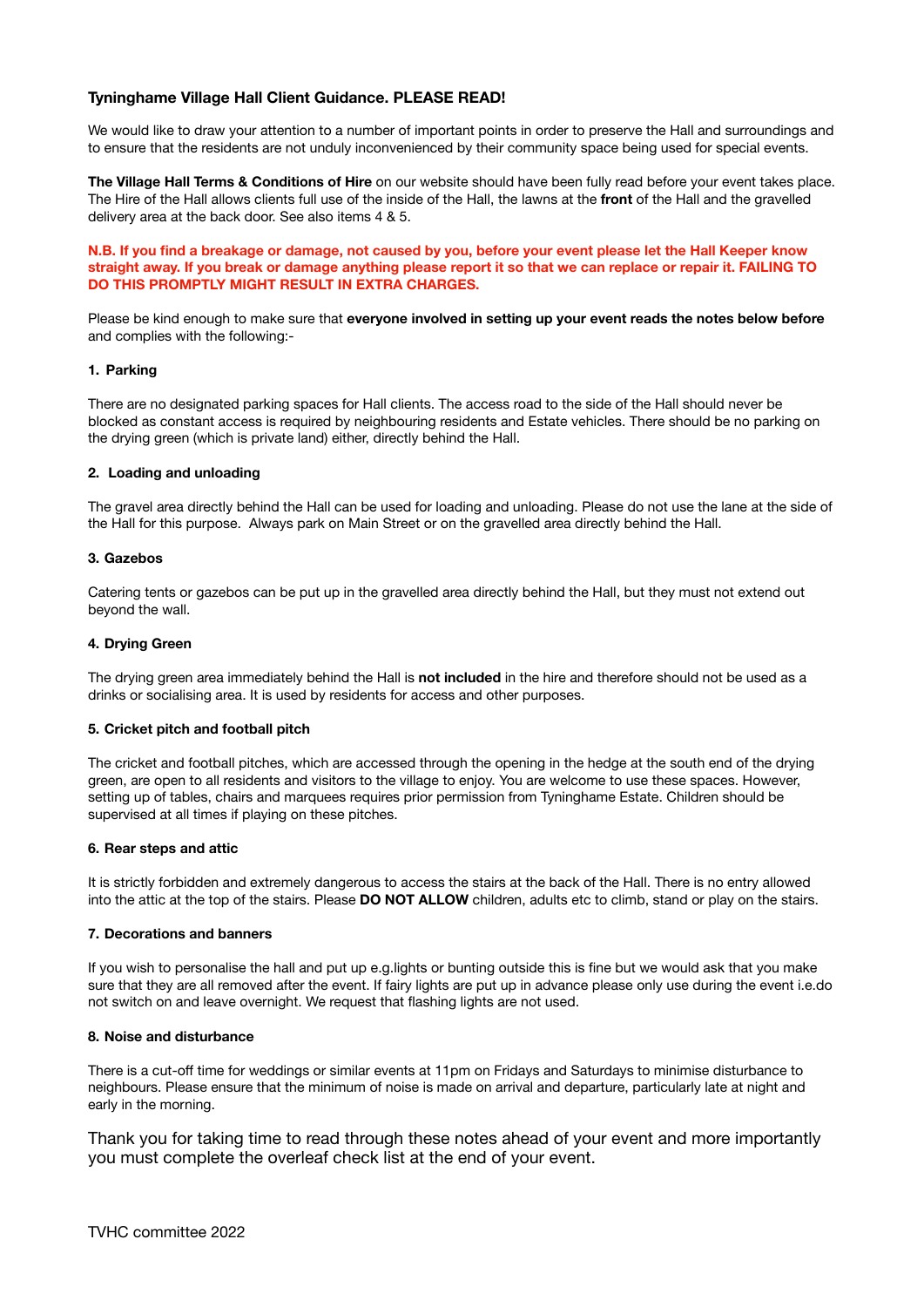### Tyninghame Village Hall Client Guidance. PLEASE READ!

We would like to draw your attention to a number of important points in order to preserve the Hall and surroundings and to ensure that the residents are not unduly inconvenienced by their community space being used for special events.

**The Village Hall Terms & Conditions of Hire** on our website should have been fully read before your event takes place. The Hire of the Hall allows clients full use of the inside of the Hall, the lawns at the **front** of the Hall and the gravelled delivery area at the back door. See also items 4 & 5.

**N.B. If you find a breakage or damage, not caused by you, before your event please let the Hall Keeper know straight away. If you break or damage anything please report it so that we can replace or repair it. FAILING TO DO THIS PROMPTLY MIGHT RESULT IN EXTRA CHARGES.**

Please be kind enough to make sure that **everyone involved in setting up your event reads the notes below before** and complies with the following:-

**1. Parking**

There are no designated parking spaces for Hall clients. The access road to the side of the Hall should never be blocked as constant access is required by neighbouring residents and Estate vehicles. There should be no parking on the drying green (which is private land) either, directly behind the Hall.

**2. Loading and unloading**

The gravel area directly behind the Hall can be used for loading and unloading. Please do not use the lane at the side of the Hall for this purpose. Always park on Main Street or on the gravelled area directly behind the Hall.

**3. Gazebos**

Catering tents or gazebos can be put up in the gravelled area directly behind the Hall, but they must not extend out beyond the wall.

**4. Drying Green**

The drying green area immediately behind the Hall is **not included** in the hire and therefore should not be used as a drinks or socialising area. It is used by residents for access and other purposes.

**5. Cricket pitch and football pitch**

The cricket and football pitches, which are accessed through the opening in the hedge at the south end of the drying green, are open to all residents and visitors to the village to enjoy. You are welcome to use these spaces. However, setting up of tables, chairs and marquees requires prior permission from Tyninghame Estate. Children should be supervised at all times if playing on these pitches.

**6. Rear steps and attic**

It is strictly forbidden and extremely dangerous to access the stairs at the back of the Hall. There is no entry allowed into the attic at the top of the stairs. Please **DO NOT ALLOW** children, adults etc to climb, stand or play on the stairs.

**7. Decorations and banners**

If you wish to personalise the hall and put up e.g.lights or bunting outside this is fine but we would ask that you make sure that they are all removed after the event. If fairy lights are put up in advance please only use during the event i.e.do not switch on and leave overnight. We request that flashing lights are not used.

**8. Noise and disturbance**

There is a cut-off time for weddings or similar events at 11pm on Fridays and Saturdays to minimise disturbance to neighbours. Please ensure that the minimum of noise is made on arrival and departure, particularly late at night and early in the morning.

Thank you for taking time to read through these notes ahead of your event and more importantly you must complete the overleaf check list at the end of your event.

TVHC committee 2022